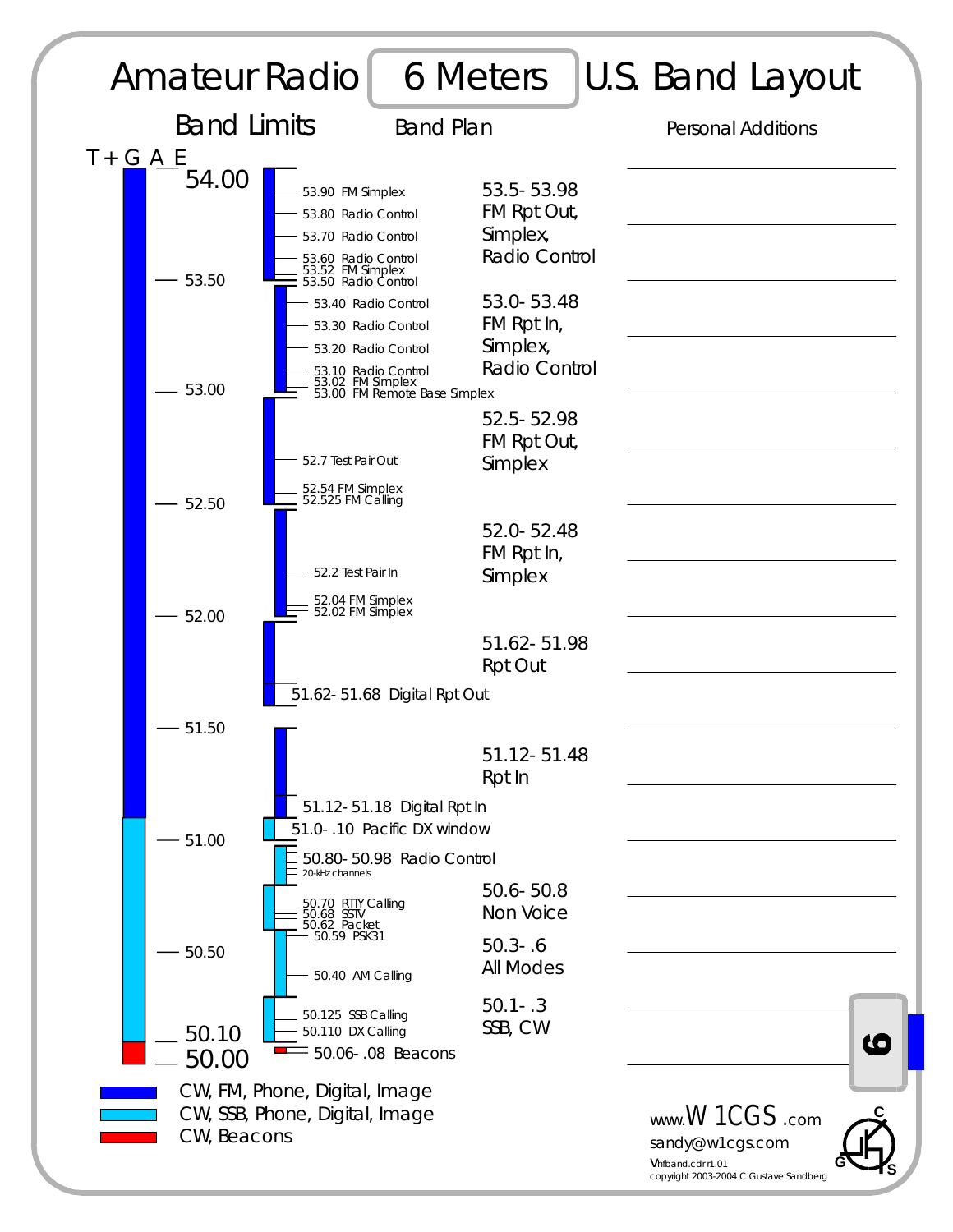# Amateur Radio 6 Meters U.S. Band Layout

## Band Limits

T + G A E

- 54.00
- 53.50
- 53.00
- 52.50
- 52.00
- 51.50
- 51.00
- 50.50
- 50.10
- 50.00

## Band Plan

| Frequency | Band Segment |
| --- | --- |
| 53.90 FM Simplex<br>53.80 Radio Control<br>53.70 Radio Control<br>53.60 Radio Control<br>53.52 FM Simplex<br>53.50 Radio Control | 53.5- 53.98 FM Rpt Out, Simplex, Radio Control |
| 53.40 Radio Control<br>53.30 Radio Control<br>53.20 Radio Control<br>53.10 Radio Control<br>53.02 FM Simplex<br>53.00 FM Remote Base Simplex | 53.0- 53.48 FM Rpt In, Simplex, Radio Control |
| 52.7 Test Pair Out<br>52.54 FM Simplex<br>52.525 FM Calling | 52.5- 52.98 FM Rpt Out, Simplex |
| 52.2 Test Pair In<br>52.04 FM Simplex<br>52.02 FM Simplex | 52.0- 52.48 FM Rpt In, Simplex |
| 51.62- 51.68 Digital Rpt Out | 51.62- 51.98 Rpt Out |
| 51.12- 51.18 Digital Rpt In | 51.12- 51.48 Rpt In |
| 51.0- .10 Pacific DX window | |
| 50.80- 50.98 Radio Control (20-kHz channels) | |
| 50.70 RTTY Calling<br>50.68 SSTV<br>50.62 Packet | 50.6- 50.8 Non Voice |
| 50.59 PSK31<br>50.40 AM Calling | 50.3- .6 All Modes |
| 50.125 SSB Calling<br>50.110 DX Calling | 50.1- .3 SSB, CW |
| 50.06- .08 Beacons | |

## Personal Additions

- Blue: CW, FM, Phone, Digital, Image
- Light blue: CW, SSB, Phone, Digital, Image
- Red: CW, Beacons

www.W1CGS.com

sandy@w1cgs.com

Vhfband.cdr r1.01

copyright 2003-2004 C.Gustave Sandberg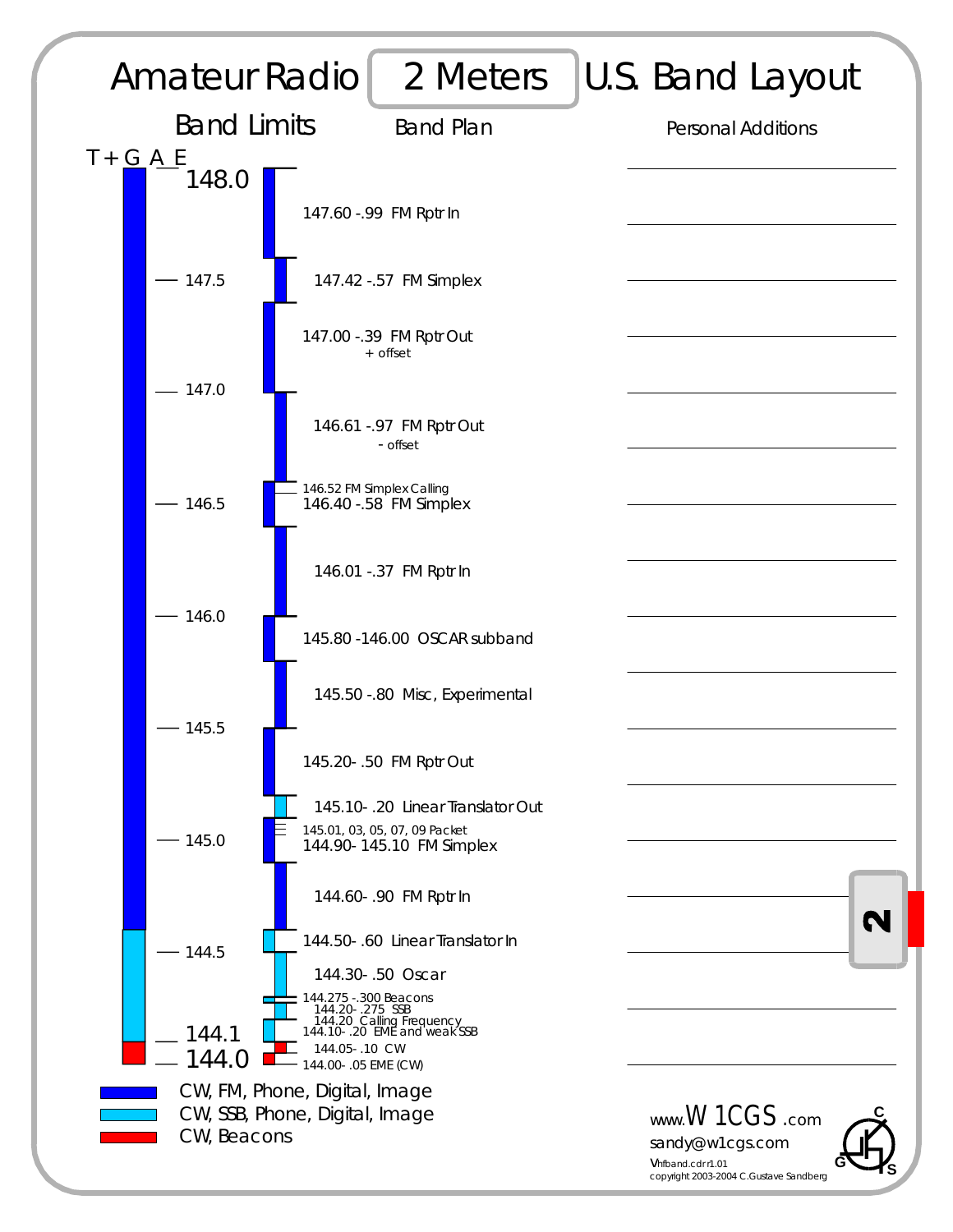# Amateur Radio 2 Meters U.S. Band Layout

## Band Limits

T + G A E

| Frequency |
|---|
| 148.0 |
| 147.5 |
| 147.0 |
| 146.5 |
| 146.0 |
| 145.5 |
| 145.0 |
| 144.5 |
| 144.1 |
| 144.0 |

## Band Plan

- 147.60 -.99 FM Rptr In
- 147.42 -.57 FM Simplex
- 147.00 -.39 FM Rptr Out
  + offset
- 146.61 -.97 FM Rptr Out
  - offset
- 146.52 FM Simplex Calling
- 146.40 -.58 FM Simplex
- 146.01 -.37 FM Rptr In
- 145.80 -146.00 OSCAR subband
- 145.50 -.80 Misc, Experimental
- 145.20- .50 FM Rptr Out
- 145.10- .20 Linear Translator Out
- 145.01, 03, 05, 07, 09 Packet
- 144.90- 145.10 FM Simplex
- 144.60- .90 FM Rptr In
- 144.50- .60 Linear Translator In
- 144.30- .50 Oscar
- 144.275 -.300 Beacons
- 144.20- .275 SSB
- 144.20 Calling Frequency
- 144.10- .20 EME and weak SSB
- 144.05- .10 CW
- 144.00- .05 EME (CW)

## Personal Additions

Legend:

- Blue: CW, FM, Phone, Digital, Image
- Light blue: CW, SSB, Phone, Digital, Image
- Red: CW, Beacons

www.W1CGS.com
sandy@w1cgs.com
Vhfband.cdr r1.01
copyright 2003-2004 C.Gustave Sandberg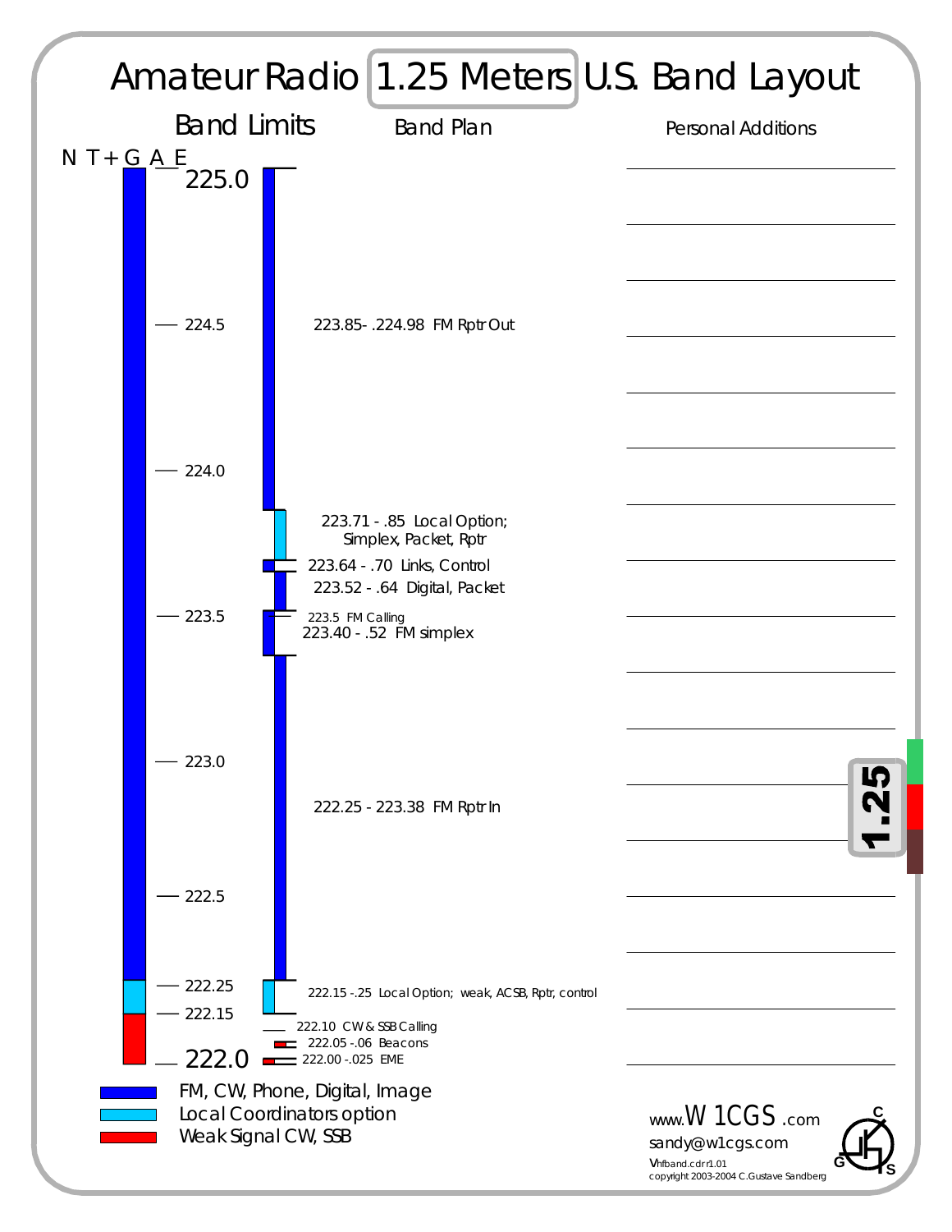# Amateur Radio 1.25 Meters U.S. Band Layout

## Band Limits

N T + G A E

- 225.0
- 224.5
- 224.0
- 223.5
- 223.0
- 222.5
- 222.25
- 222.15
- 222.0

## Band Plan

- 223.85- .224.98 FM Rptr Out
- 223.71 - .85 Local Option; Simplex, Packet, Rptr
- 223.64 - .70 Links, Control
- 223.52 - .64 Digital, Packet
- 223.5 FM Calling
- 223.40 - .52 FM simplex
- 222.25 - 223.38 FM Rptr In
- 222.15 -.25 Local Option; weak, ACSB, Rptr, control
- 222.10 CW & SSB Calling
- 222.05 -.06 Beacons
- 222.00 -.025 EME

## Personal Additions

1.25

**Legend:**

- FM, CW, Phone, Digital, Image
- Local Coordinators option
- Weak Signal CW, SSB

www.W1CGS.com
sandy@w1cgs.com
Vhfband.cdr r1.01
copyright 2003-2004 C.Gustave Sandberg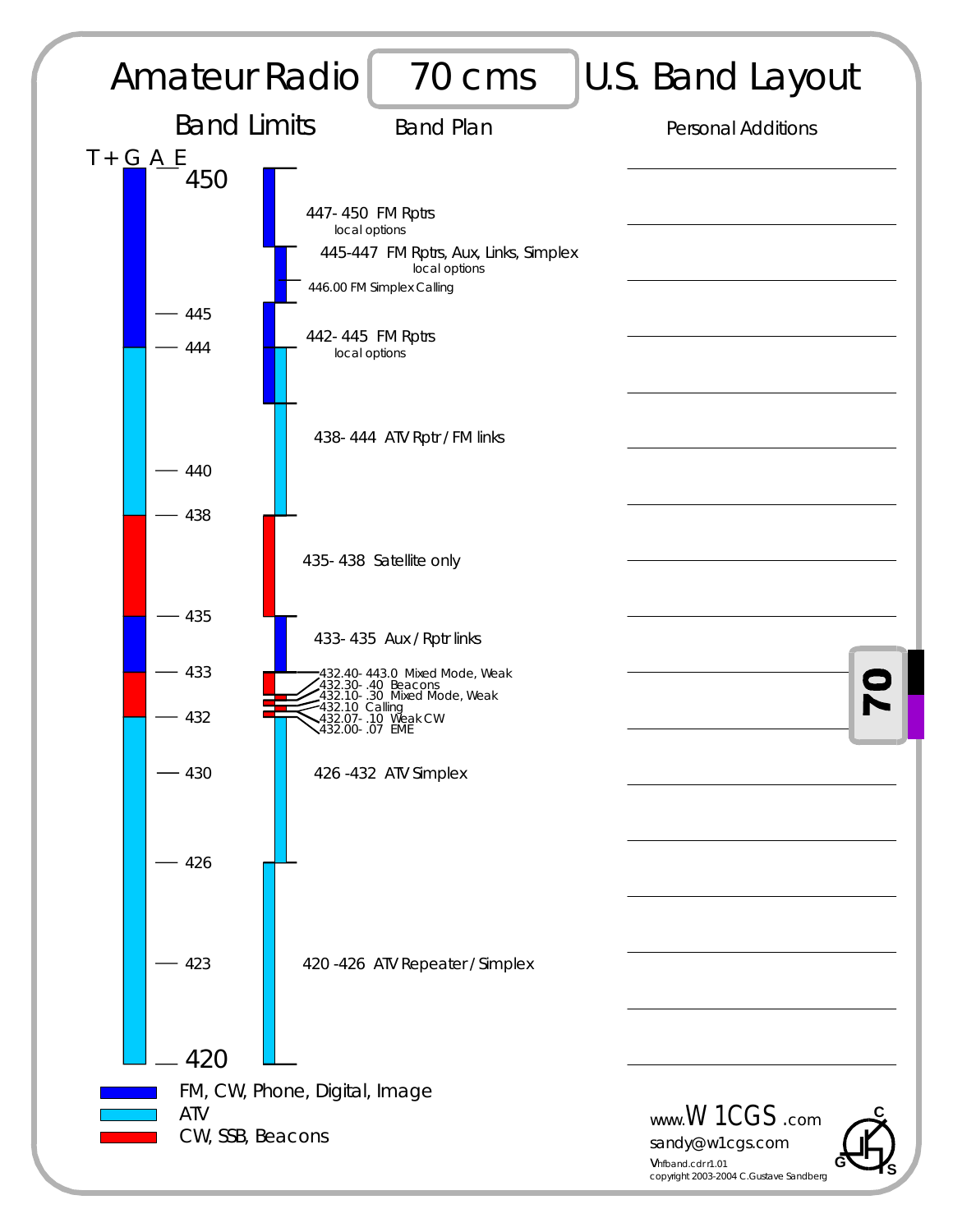# Amateur Radio 70 cms U.S. Band Layout

Band Limits

Band Plan

Personal Additions

T + G A E

450

445

444

440

438

435

433

432

430

426

423

420

447- 450 FM Rptrs
local options

445-447 FM Rptrs, Aux, Links, Simplex
local options

446.00 FM Simplex Calling

442- 445 FM Rptrs
local options

438- 444 ATV Rptr / FM links

435- 438 Satellite only

433- 435 Aux / Rptr links

432.40- 443.0 Mixed Mode, Weak
432.30- .40 Beacons
432.10- .30 Mixed Mode, Weak
432.10 Calling
432.07- .10 Weak CW
432.00- .07 EME

426 -432 ATV Simplex

420 -426 ATV Repeater / Simplex

FM, CW, Phone, Digital, Image

ATV

CW, SSB, Beacons

70

www.W1CGS.com
sandy@w1cgs.com
Vhfband.cdr r1.01
copyright 2003-2004 C.Gustave Sandberg